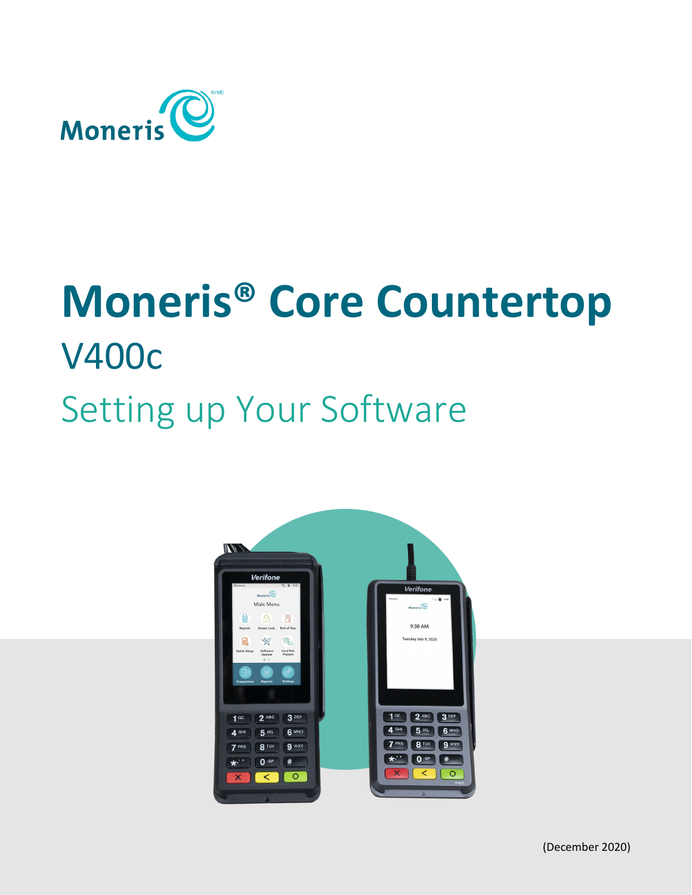# Moneris® Core Countertop

## V400c

## Setting up Your Software

(December 2020)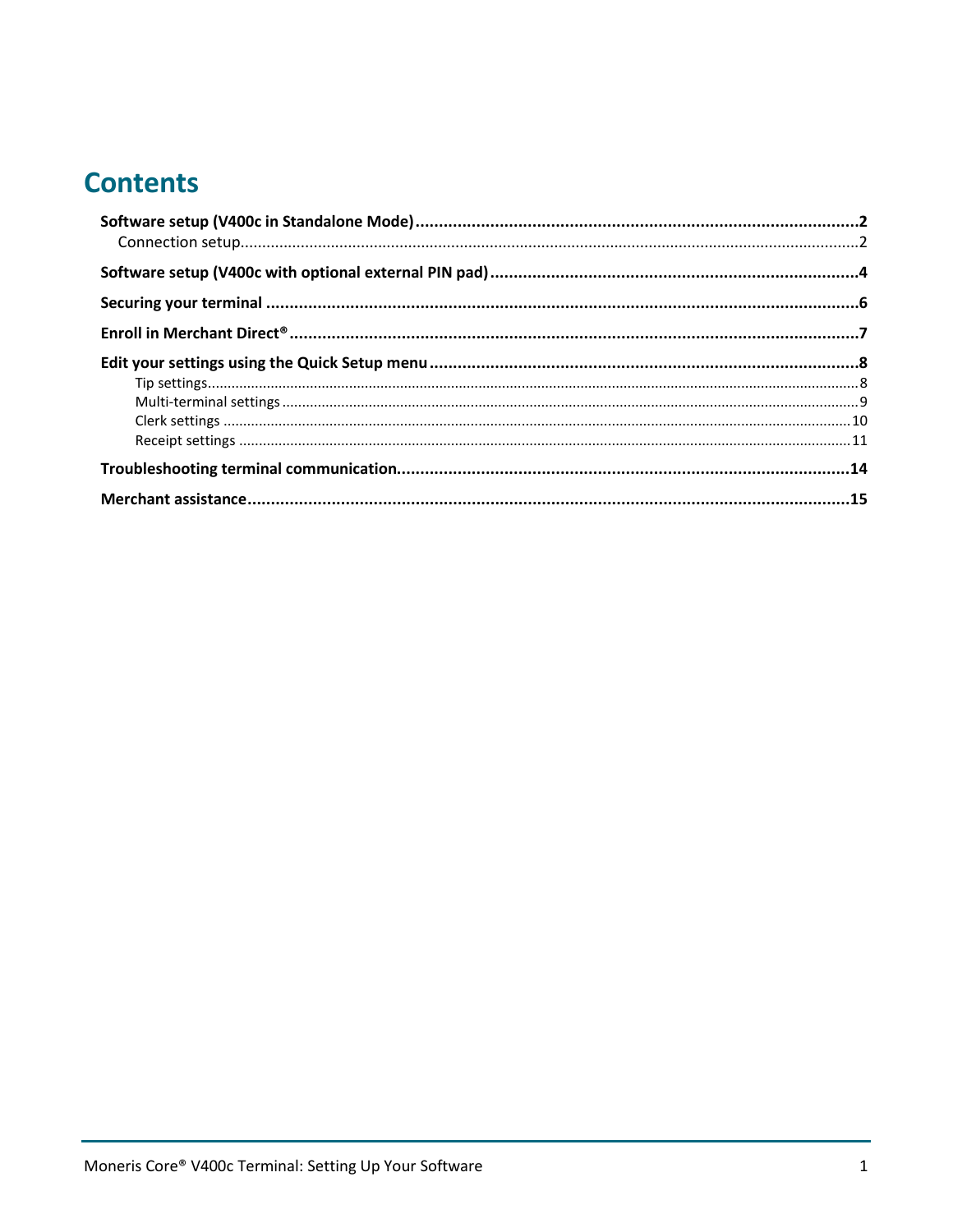# Contents

**Software setup (V400c in Standalone Mode)** ........................................ **2**

- Connection setup ........................................ 2

**Software setup (V400c with optional external PIN pad)** ........................................ **4**

**Securing your terminal** ........................................ **6**

**Enroll in Merchant Direct®** ........................................ **7**

**Edit your settings using the Quick Setup menu** ........................................ **8**

- Tip settings ........................................ 8
- Multi-terminal settings ........................................ 9
- Clerk settings ........................................ 10
- Receipt settings ........................................ 11

**Troubleshooting terminal communication** ........................................ **14**

**Merchant assistance** ........................................ **15**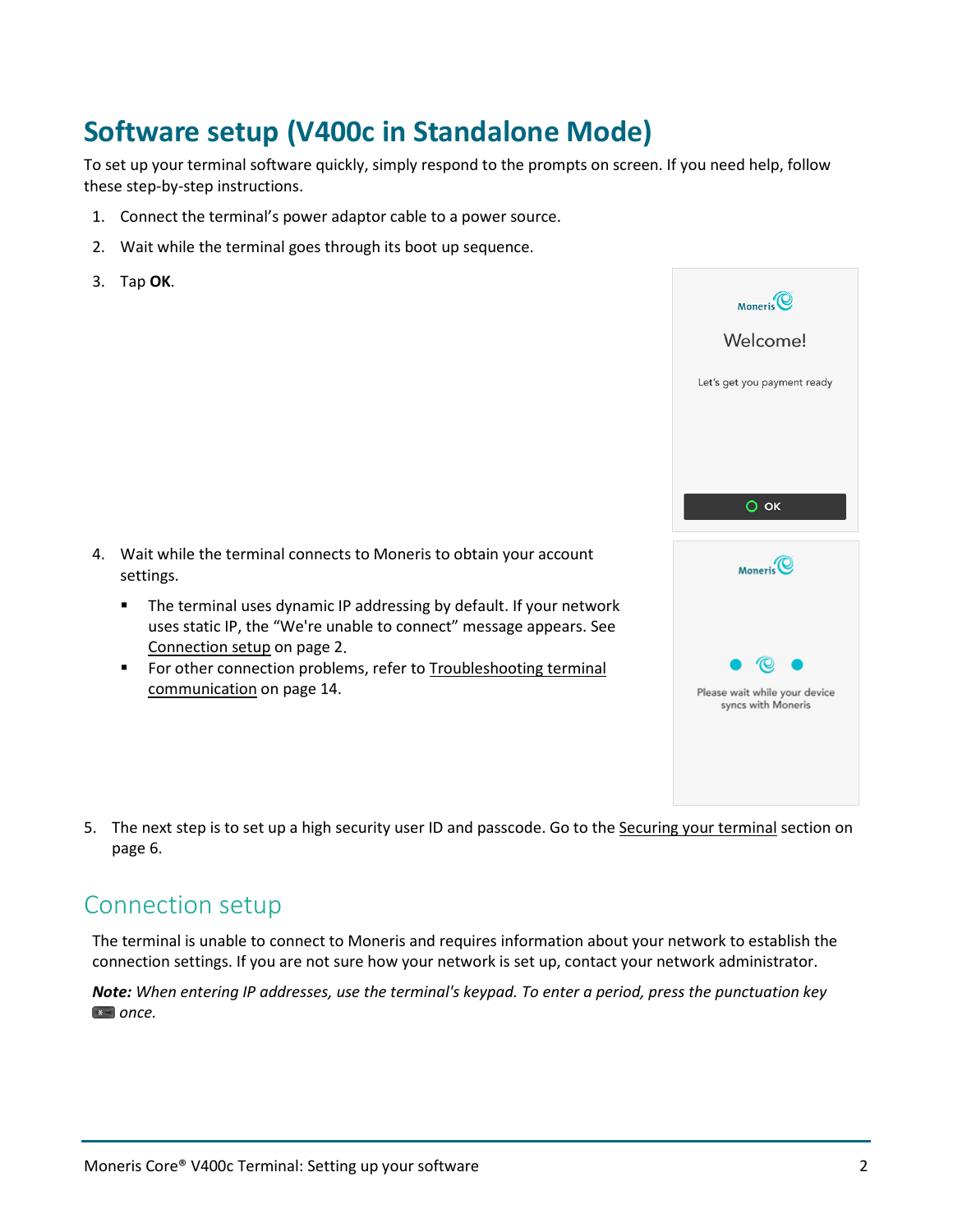# Software setup (V400c in Standalone Mode)

To set up your terminal software quickly, simply respond to the prompts on screen. If you need help, follow these step-by-step instructions.

1. Connect the terminal's power adaptor cable to a power source.
2. Wait while the terminal goes through its boot up sequence.
3. Tap **OK**.
4. Wait while the terminal connects to Moneris to obtain your account settings.
   - The terminal uses dynamic IP addressing by default. If your network uses static IP, the "We're unable to connect" message appears. See Connection setup on page 2.
   - For other connection problems, refer to Troubleshooting terminal communication on page 14.
5. The next step is to set up a high security user ID and passcode. Go to the Securing your terminal section on page 6.

## Connection setup

The terminal is unable to connect to Moneris and requires information about your network to establish the connection settings. If you are not sure how your network is set up, contact your network administrator.

***Note:*** *When entering IP addresses, use the terminal's keypad. To enter a period, press the punctuation key* *once.*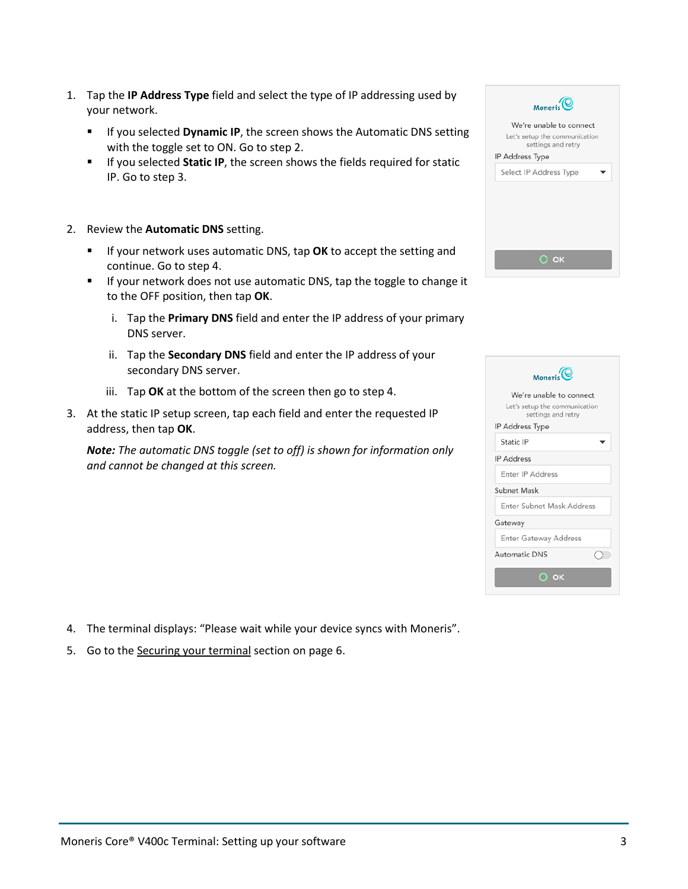1. Tap the **IP Address Type** field and select the type of IP addressing used by your network.
   - If you selected **Dynamic IP**, the screen shows the Automatic DNS setting with the toggle set to ON. Go to step 2.
   - If you selected **Static IP**, the screen shows the fields required for static IP. Go to step 3.

2. Review the **Automatic DNS** setting.
   - If your network uses automatic DNS, tap **OK** to accept the setting and continue. Go to step 4.
   - If your network does not use automatic DNS, tap the toggle to change it to the OFF position, then tap **OK**.

     i. Tap the **Primary DNS** field and enter the IP address of your primary DNS server.

     ii. Tap the **Secondary DNS** field and enter the IP address of your secondary DNS server.

     iii. Tap **OK** at the bottom of the screen then go to step 4.

3. At the static IP setup screen, tap each field and enter the requested IP address, then tap **OK**.

   ***Note:*** *The automatic DNS toggle (set to off) is shown for information only and cannot be changed at this screen.*

4. The terminal displays: "Please wait while your device syncs with Moneris".

5. Go to the Securing your terminal section on page 6.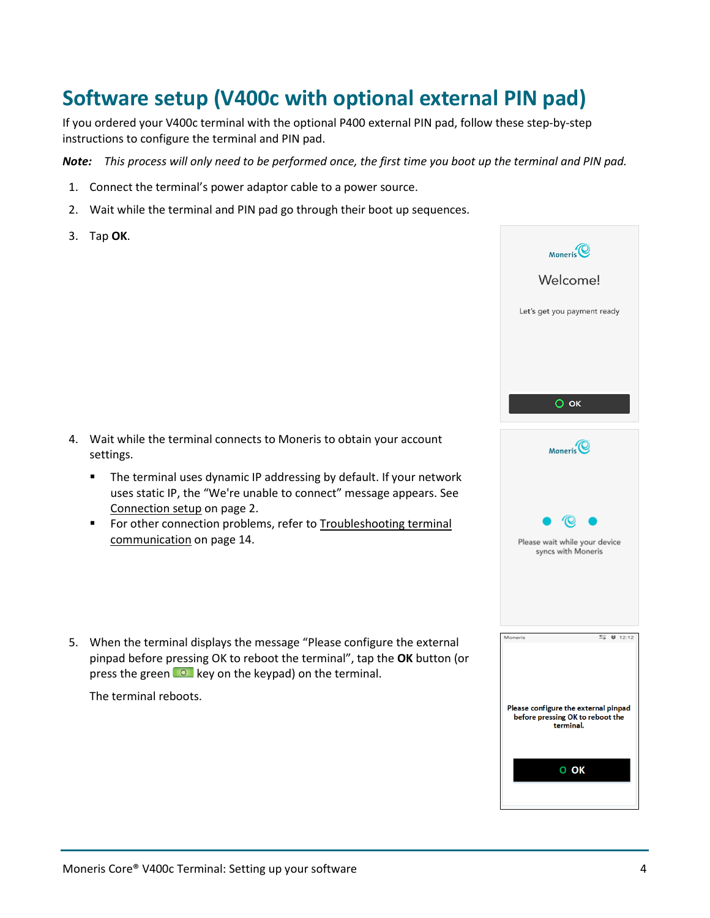# Software setup (V400c with optional external PIN pad)

If you ordered your V400c terminal with the optional P400 external PIN pad, follow these step-by-step instructions to configure the terminal and PIN pad.

***Note:*** *This process will only need to be performed once, the first time you boot up the terminal and PIN pad.*

1. Connect the terminal's power adaptor cable to a power source.
2. Wait while the terminal and PIN pad go through their boot up sequences.
3. Tap **OK**.
4. Wait while the terminal connects to Moneris to obtain your account settings.
   - The terminal uses dynamic IP addressing by default. If your network uses static IP, the "We're unable to connect" message appears. See Connection setup on page 2.
   - For other connection problems, refer to Troubleshooting terminal communication on page 14.
5. When the terminal displays the message "Please configure the external pinpad before pressing OK to reboot the terminal", tap the **OK** button (or press the green key on the keypad) on the terminal.

   The terminal reboots.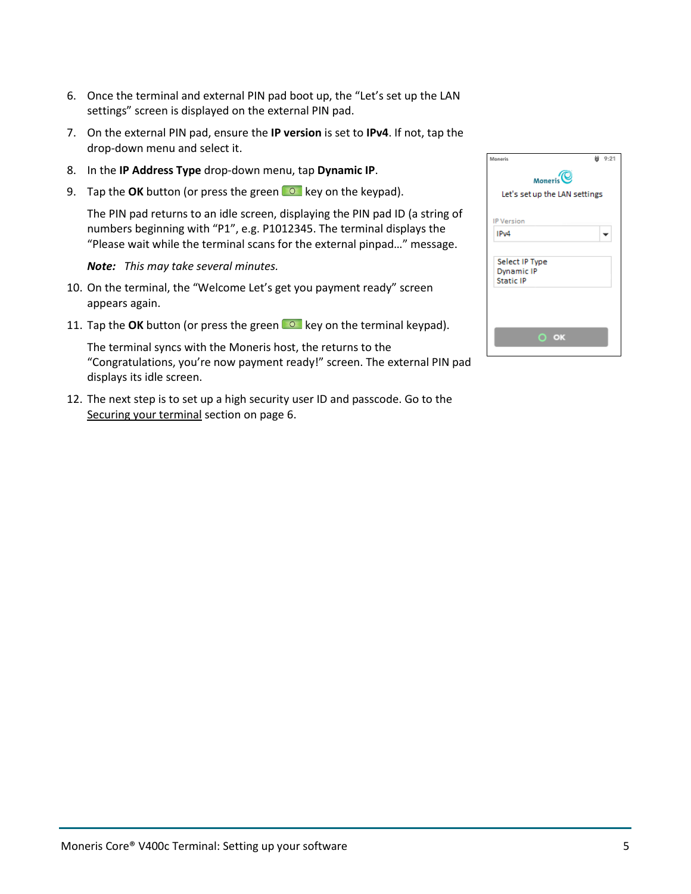6. Once the terminal and external PIN pad boot up, the "Let's set up the LAN settings" screen is displayed on the external PIN pad.
7. On the external PIN pad, ensure the **IP version** is set to **IPv4**. If not, tap the drop-down menu and select it.
8. In the **IP Address Type** drop-down menu, tap **Dynamic IP**.
9. Tap the **OK** button (or press the green O key on the keypad).

   The PIN pad returns to an idle screen, displaying the PIN pad ID (a string of numbers beginning with "P1", e.g. P1012345. The terminal displays the "Please wait while the terminal scans for the external pinpad…" message.

   ***Note:*** *This may take several minutes.*
10. On the terminal, the "Welcome Let's get you payment ready" screen appears again.
11. Tap the **OK** button (or press the green O key on the terminal keypad).

    The terminal syncs with the Moneris host, the returns to the "Congratulations, you're now payment ready!" screen. The external PIN pad displays its idle screen.
12. The next step is to set up a high security user ID and passcode. Go to the Securing your terminal section on page 6.

Moneris

Let's set up the LAN settings

IP Version

IPv4

Select IP Type
Dynamic IP
Static IP

OK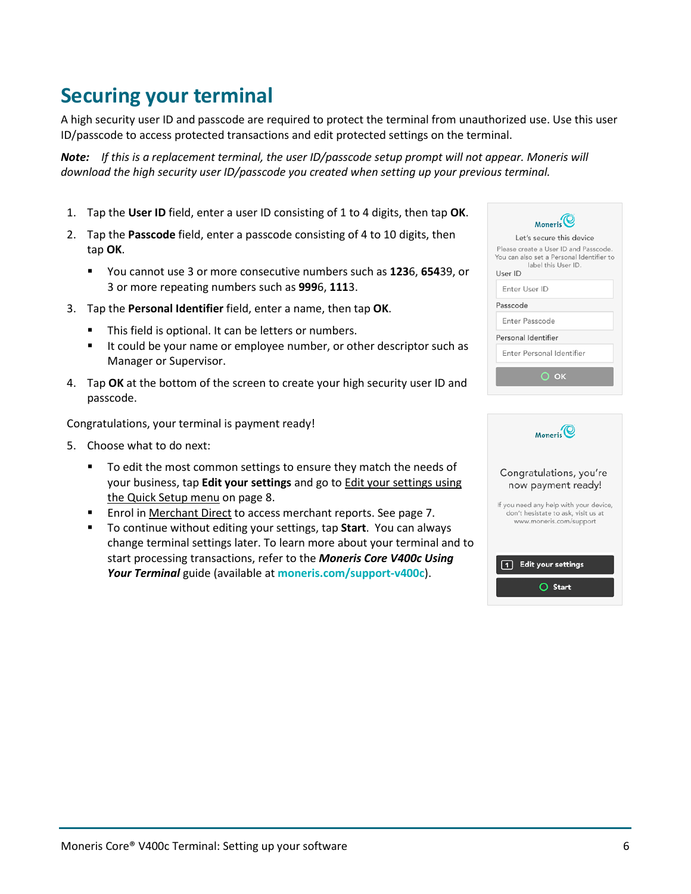# Securing your terminal

A high security user ID and passcode are required to protect the terminal from unauthorized use. Use this user ID/passcode to access protected transactions and edit protected settings on the terminal.

***Note:*** *If this is a replacement terminal, the user ID/passcode setup prompt will not appear. Moneris will download the high security user ID/passcode you created when setting up your previous terminal.*

1. Tap the **User ID** field, enter a user ID consisting of 1 to 4 digits, then tap **OK**.
2. Tap the **Passcode** field, enter a passcode consisting of 4 to 10 digits, then tap **OK**.
   - You cannot use 3 or more consecutive numbers such as **123**6, **654**39, or 3 or more repeating numbers such as **999**6, **111**3.
3. Tap the **Personal Identifier** field, enter a name, then tap **OK**.
   - This field is optional. It can be letters or numbers.
   - It could be your name or employee number, or other descriptor such as Manager or Supervisor.
4. Tap **OK** at the bottom of the screen to create your high security user ID and passcode.

Congratulations, your terminal is payment ready!

5. Choose what to do next:
   - To edit the most common settings to ensure they match the needs of your business, tap **Edit your settings** and go to Edit your settings using the Quick Setup menu on page 8.
   - Enrol in Merchant Direct to access merchant reports. See page 7.
   - To continue without editing your settings, tap **Start**. You can always change terminal settings later. To learn more about your terminal and to start processing transactions, refer to the ***Moneris Core V400c Using Your Terminal*** guide (available at moneris.com/support-v400c).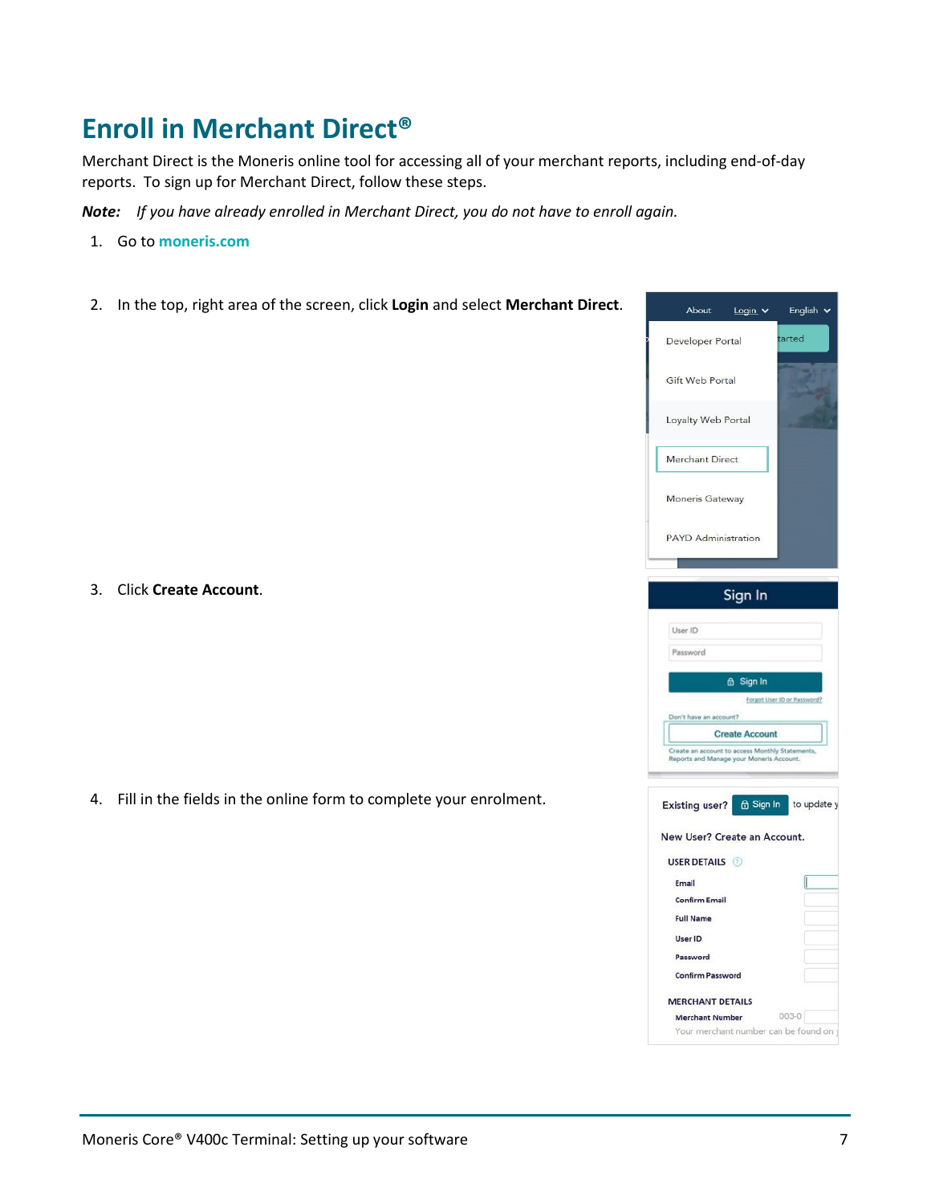# Enroll in Merchant Direct®

Merchant Direct is the Moneris online tool for accessing all of your merchant reports, including end-of-day reports. To sign up for Merchant Direct, follow these steps.

***Note:*** *If you have already enrolled in Merchant Direct, you do not have to enroll again.*

1. Go to **moneris.com**

2. In the top, right area of the screen, click **Login** and select **Merchant Direct**.

3. Click **Create Account**.

4. Fill in the fields in the online form to complete your enrolment.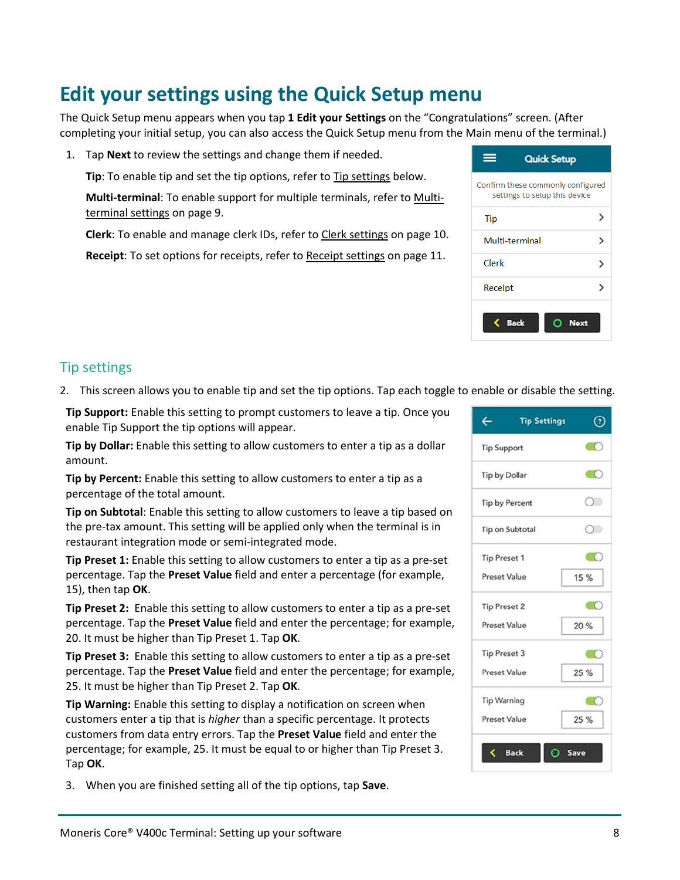# Edit your settings using the Quick Setup menu

The Quick Setup menu appears when you tap **1 Edit your Settings** on the “Congratulations” screen. (After completing your initial setup, you can also access the Quick Setup menu from the Main menu of the terminal.)

1. Tap **Next** to review the settings and change them if needed.

   **Tip**: To enable tip and set the tip options, refer to Tip settings below.

   **Multi-terminal**: To enable support for multiple terminals, refer to Multi-terminal settings on page 9.

   **Clerk**: To enable and manage clerk IDs, refer to Clerk settings on page 10.

   **Receipt**: To set options for receipts, refer to Receipt settings on page 11.

## Tip settings

2. This screen allows you to enable tip and set the tip options. Tap each toggle to enable or disable the setting.

   **Tip Support:** Enable this setting to prompt customers to leave a tip. Once you enable Tip Support the tip options will appear.

   **Tip by Dollar:** Enable this setting to allow customers to enter a tip as a dollar amount.

   **Tip by Percent:** Enable this setting to allow customers to enter a tip as a percentage of the total amount.

   **Tip on Subtotal**: Enable this setting to allow customers to leave a tip based on the pre-tax amount. This setting will be applied only when the terminal is in restaurant integration mode or semi-integrated mode.

   **Tip Preset 1:** Enable this setting to allow customers to enter a tip as a pre-set percentage. Tap the **Preset Value** field and enter a percentage (for example, 15), then tap **OK**.

   **Tip Preset 2:** Enable this setting to allow customers to enter a tip as a pre-set percentage. Tap the **Preset Value** field and enter the percentage; for example, 20. It must be higher than Tip Preset 1. Tap **OK**.

   **Tip Preset 3:** Enable this setting to allow customers to enter a tip as a pre-set percentage. Tap the **Preset Value** field and enter the percentage; for example, 25. It must be higher than Tip Preset 2. Tap **OK**.

   **Tip Warning:** Enable this setting to display a notification on screen when customers enter a tip that is *higher* than a specific percentage. It protects customers from data entry errors. Tap the **Preset Value** field and enter the percentage; for example, 25. It must be equal to or higher than Tip Preset 3. Tap **OK**.

3. When you are finished setting all of the tip options, tap **Save**.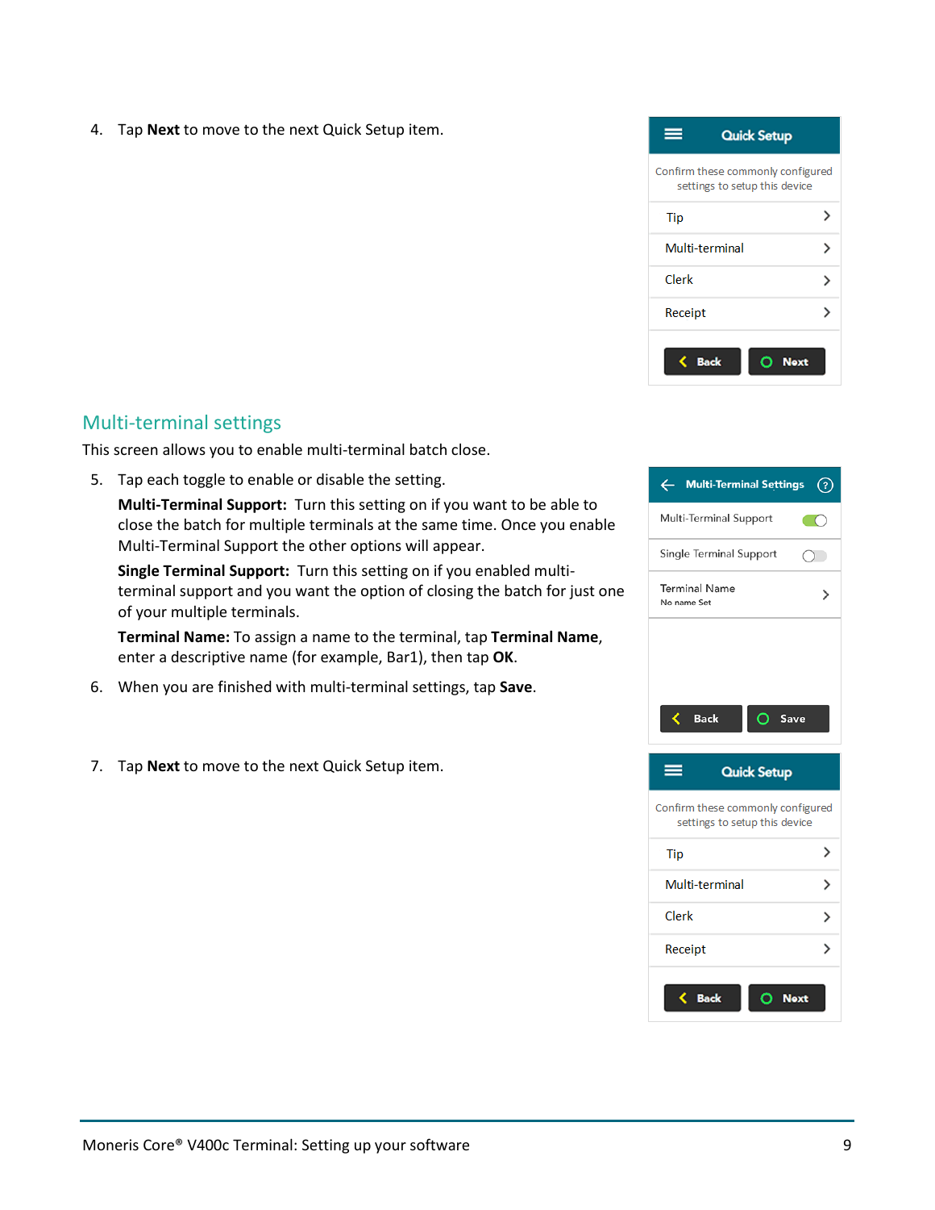4. Tap **Next** to move to the next Quick Setup item.

## Multi-terminal settings

This screen allows you to enable multi-terminal batch close.

5. Tap each toggle to enable or disable the setting.

   **Multi-Terminal Support:** Turn this setting on if you want to be able to close the batch for multiple terminals at the same time. Once you enable Multi-Terminal Support the other options will appear.

   **Single Terminal Support:** Turn this setting on if you enabled multi-terminal support and you want the option of closing the batch for just one of your multiple terminals.

   **Terminal Name:** To assign a name to the terminal, tap **Terminal Name**, enter a descriptive name (for example, Bar1), then tap **OK**.

6. When you are finished with multi-terminal settings, tap **Save**.

7. Tap **Next** to move to the next Quick Setup item.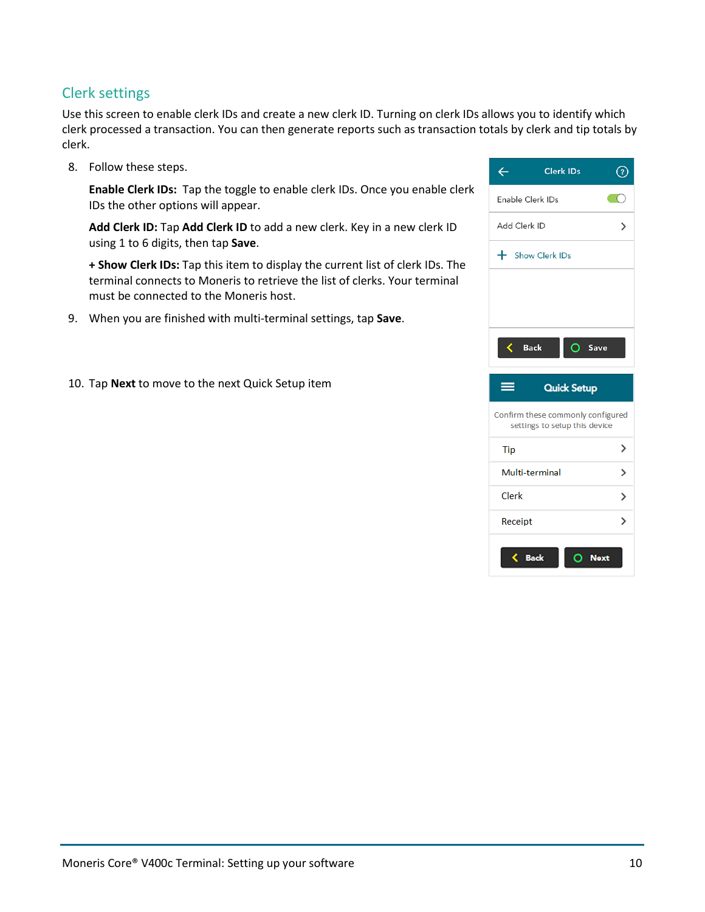## Clerk settings

Use this screen to enable clerk IDs and create a new clerk ID. Turning on clerk IDs allows you to identify which clerk processed a transaction. You can then generate reports such as transaction totals by clerk and tip totals by clerk.

8. Follow these steps.

   **Enable Clerk IDs:** Tap the toggle to enable clerk IDs. Once you enable clerk IDs the other options will appear.

   **Add Clerk ID:** Tap **Add Clerk ID** to add a new clerk. Key in a new clerk ID using 1 to 6 digits, then tap **Save**.

   **+ Show Clerk IDs:** Tap this item to display the current list of clerk IDs. The terminal connects to Moneris to retrieve the list of clerks. Your terminal must be connected to the Moneris host.

9. When you are finished with multi-terminal settings, tap **Save**.

10. Tap **Next** to move to the next Quick Setup item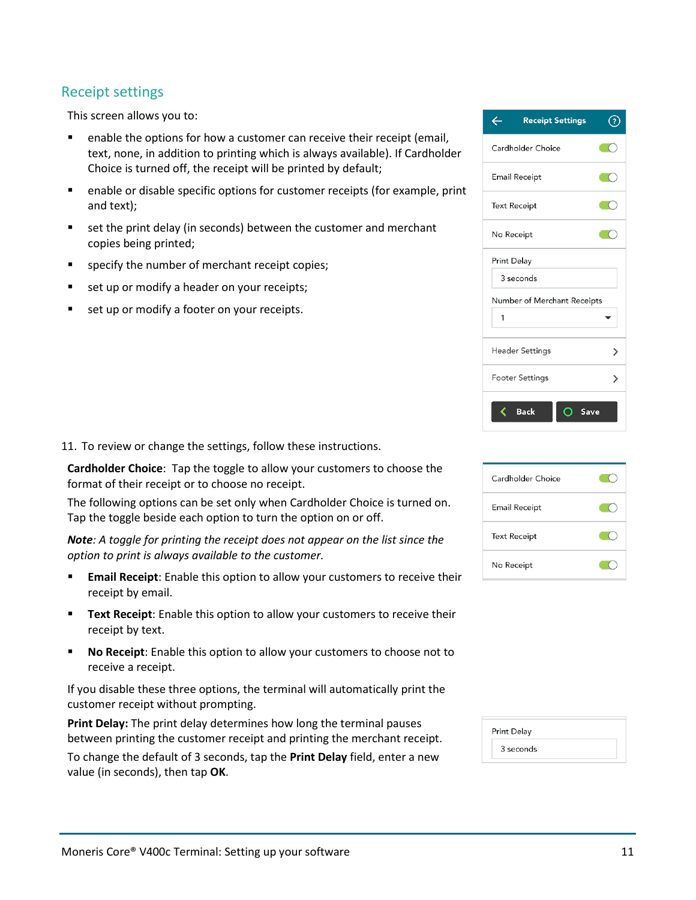## Receipt settings

This screen allows you to:

- enable the options for how a customer can receive their receipt (email, text, none, in addition to printing which is always available). If Cardholder Choice is turned off, the receipt will be printed by default;
- enable or disable specific options for customer receipts (for example, print and text);
- set the print delay (in seconds) between the customer and merchant copies being printed;
- specify the number of merchant receipt copies;
- set up or modify a header on your receipts;
- set up or modify a footer on your receipts.

11. To review or change the settings, follow these instructions.

**Cardholder Choice**: Tap the toggle to allow your customers to choose the format of their receipt or to choose no receipt.

The following options can be set only when Cardholder Choice is turned on. Tap the toggle beside each option to turn the option on or off.

***Note**: A toggle for printing the receipt does not appear on the list since the option to print is always available to the customer.*

- **Email Receipt**: Enable this option to allow your customers to receive their receipt by email.
- **Text Receipt**: Enable this option to allow your customers to receive their receipt by text.
- **No Receipt**: Enable this option to allow your customers to choose not to receive a receipt.

If you disable these three options, the terminal will automatically print the customer receipt without prompting.

**Print Delay:** The print delay determines how long the terminal pauses between printing the customer receipt and printing the merchant receipt.

To change the default of 3 seconds, tap the **Print Delay** field, enter a new value (in seconds), then tap **OK**.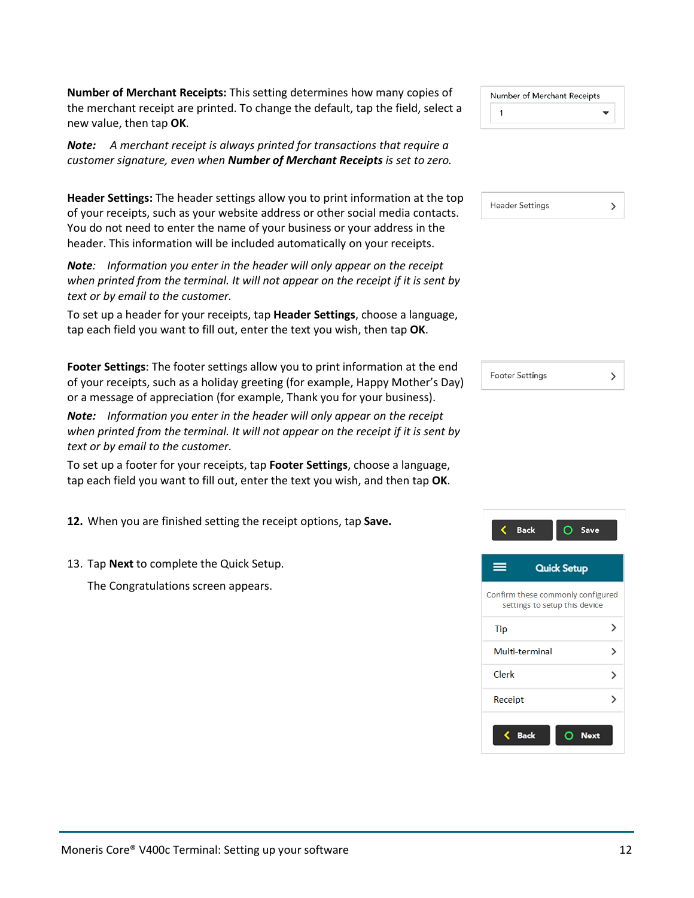**Number of Merchant Receipts:** This setting determines how many copies of the merchant receipt are printed. To change the default, tap the field, select a new value, then tap **OK**.

*Note: A merchant receipt is always printed for transactions that require a customer signature, even when* ***Number of Merchant Receipts*** *is set to zero.*

**Header Settings:** The header settings allow you to print information at the top of your receipts, such as your website address or other social media contacts. You do not need to enter the name of your business or your address in the header. This information will be included automatically on your receipts.

*Note: Information you enter in the header will only appear on the receipt when printed from the terminal. It will not appear on the receipt if it is sent by text or by email to the customer.*

To set up a header for your receipts, tap **Header Settings**, choose a language, tap each field you want to fill out, enter the text you wish, then tap **OK**.

**Footer Settings**: The footer settings allow you to print information at the end of your receipts, such as a holiday greeting (for example, Happy Mother's Day) or a message of appreciation (for example, Thank you for your business).

*Note: Information you enter in the header will only appear on the receipt when printed from the terminal. It will not appear on the receipt if it is sent by text or by email to the customer.*

To set up a footer for your receipts, tap **Footer Settings**, choose a language, tap each field you want to fill out, enter the text you wish, and then tap **OK**.

12. When you are finished setting the receipt options, tap **Save.**

13. Tap **Next** to complete the Quick Setup.

    The Congratulations screen appears.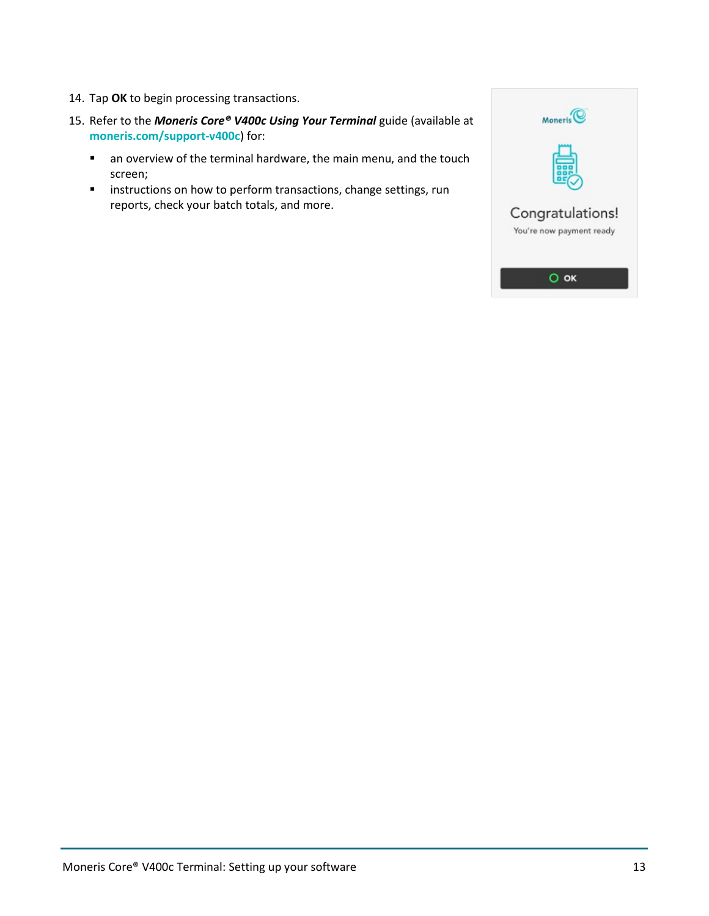14. Tap **OK** to begin processing transactions.
15. Refer to the ***Moneris Core® V400c Using Your Terminal*** guide (available at **moneris.com/support-v400c**) for:
    - an overview of the terminal hardware, the main menu, and the touch screen;
    - instructions on how to perform transactions, change settings, run reports, check your batch totals, and more.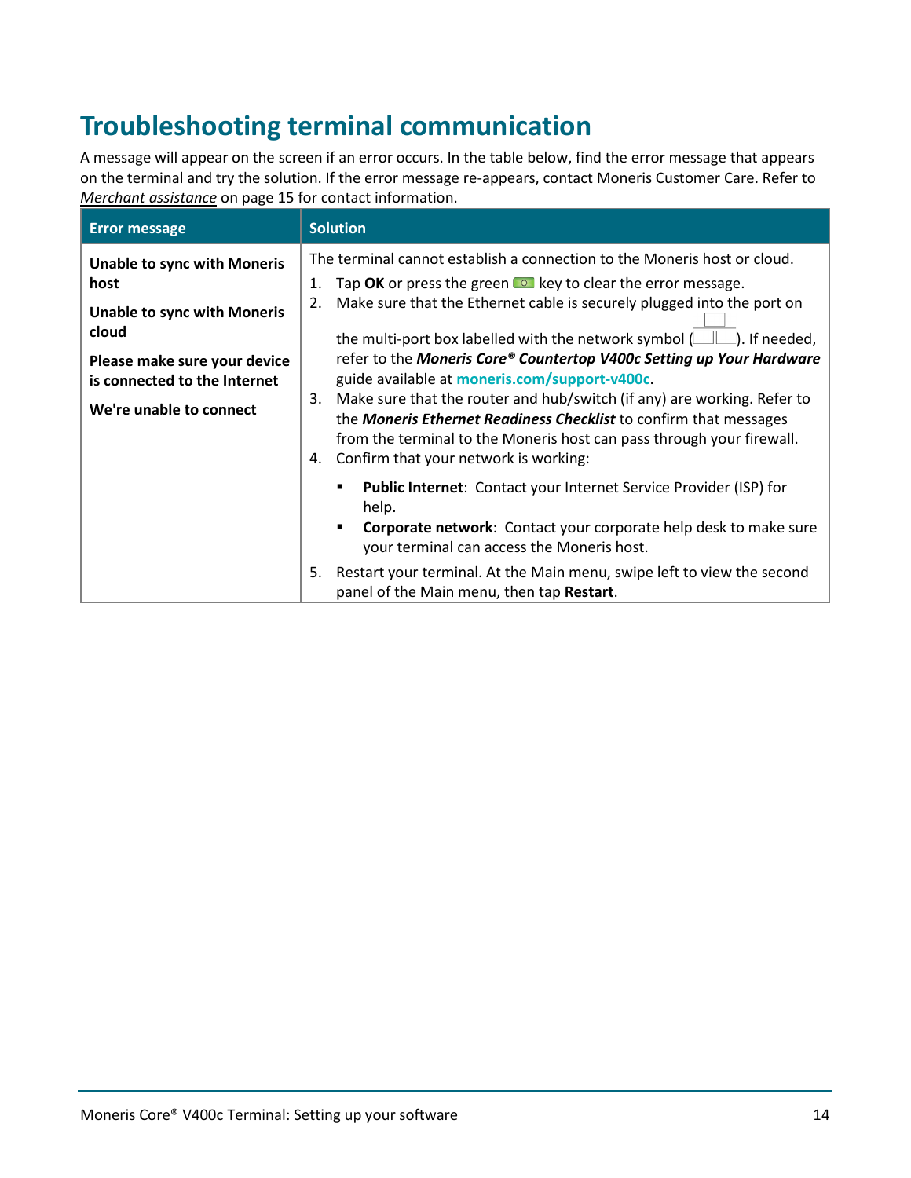# Troubleshooting terminal communication

A message will appear on the screen if an error occurs. In the table below, find the error message that appears on the terminal and try the solution. If the error message re-appears, contact Moneris Customer Care. Refer to *Merchant assistance* on page 15 for contact information.

| Error message | Solution |
|---|---|
| **Unable to sync with Moneris host**<br><br>**Unable to sync with Moneris cloud**<br><br>**Please make sure your device is connected to the Internet**<br><br>**We're unable to connect** | The terminal cannot establish a connection to the Moneris host or cloud.<br>1. Tap **OK** or press the green key to clear the error message.<br>2. Make sure that the Ethernet cable is securely plugged into the port on the multi-port box labelled with the network symbol ( ). If needed, refer to the ***Moneris Core® Countertop V400c Setting up Your Hardware*** guide available at **moneris.com/support-v400c**.<br>3. Make sure that the router and hub/switch (if any) are working. Refer to the ***Moneris Ethernet Readiness Checklist*** to confirm that messages from the terminal to the Moneris host can pass through your firewall.<br>4. Confirm that your network is working:<br>▪ **Public Internet**: Contact your Internet Service Provider (ISP) for help.<br>▪ **Corporate network**: Contact your corporate help desk to make sure your terminal can access the Moneris host.<br>5. Restart your terminal. At the Main menu, swipe left to view the second panel of the Main menu, then tap **Restart**. |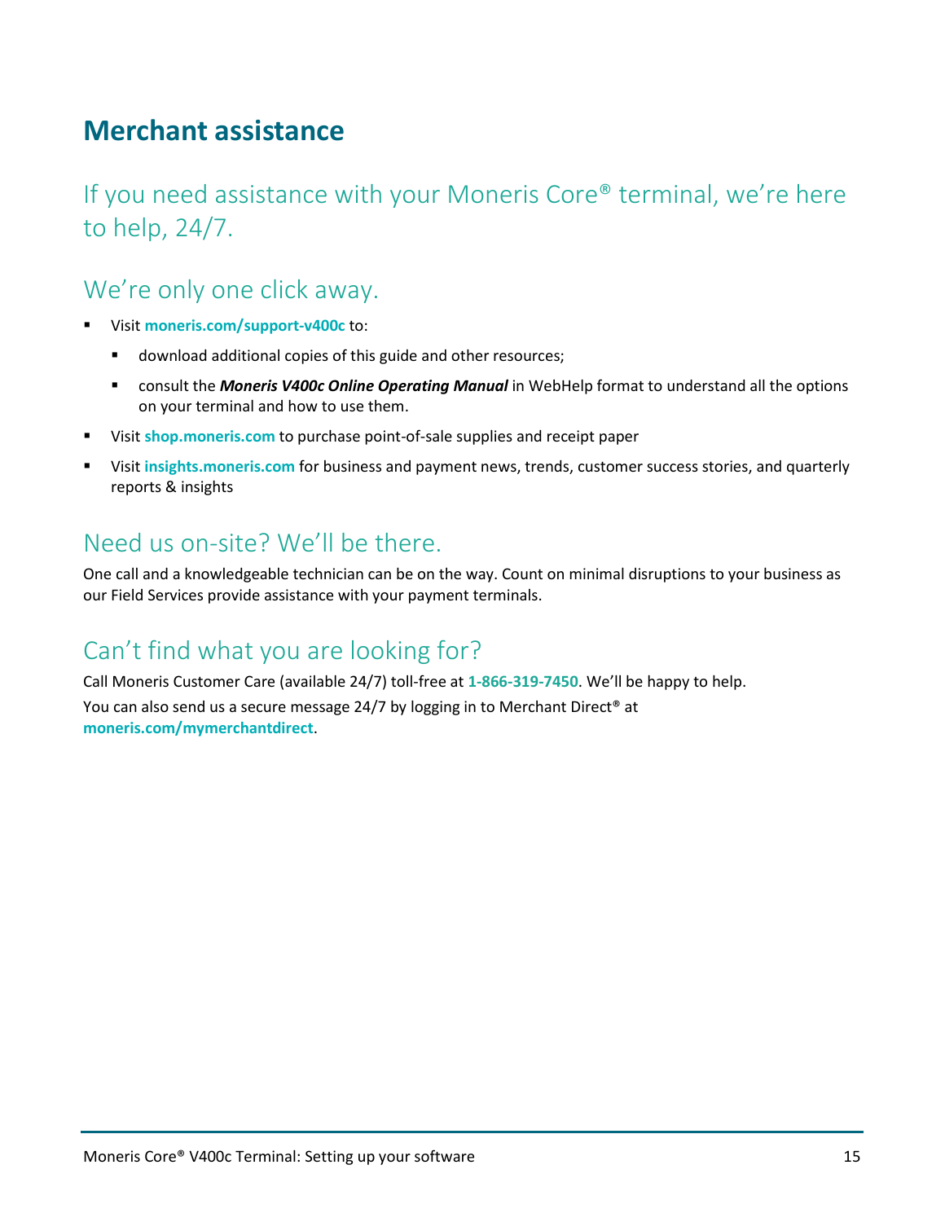# Merchant assistance

## If you need assistance with your Moneris Core® terminal, we're here to help, 24/7.

## We're only one click away.

- Visit **moneris.com/support-v400c** to:
  - download additional copies of this guide and other resources;
  - consult the ***Moneris V400c Online Operating Manual*** in WebHelp format to understand all the options on your terminal and how to use them.
- Visit **shop.moneris.com** to purchase point-of-sale supplies and receipt paper
- Visit **insights.moneris.com** for business and payment news, trends, customer success stories, and quarterly reports & insights

## Need us on-site? We'll be there.

One call and a knowledgeable technician can be on the way. Count on minimal disruptions to your business as our Field Services provide assistance with your payment terminals.

## Can't find what you are looking for?

Call Moneris Customer Care (available 24/7) toll-free at **1-866-319-7450**. We'll be happy to help.

You can also send us a secure message 24/7 by logging in to Merchant Direct® at **moneris.com/mymerchantdirect**.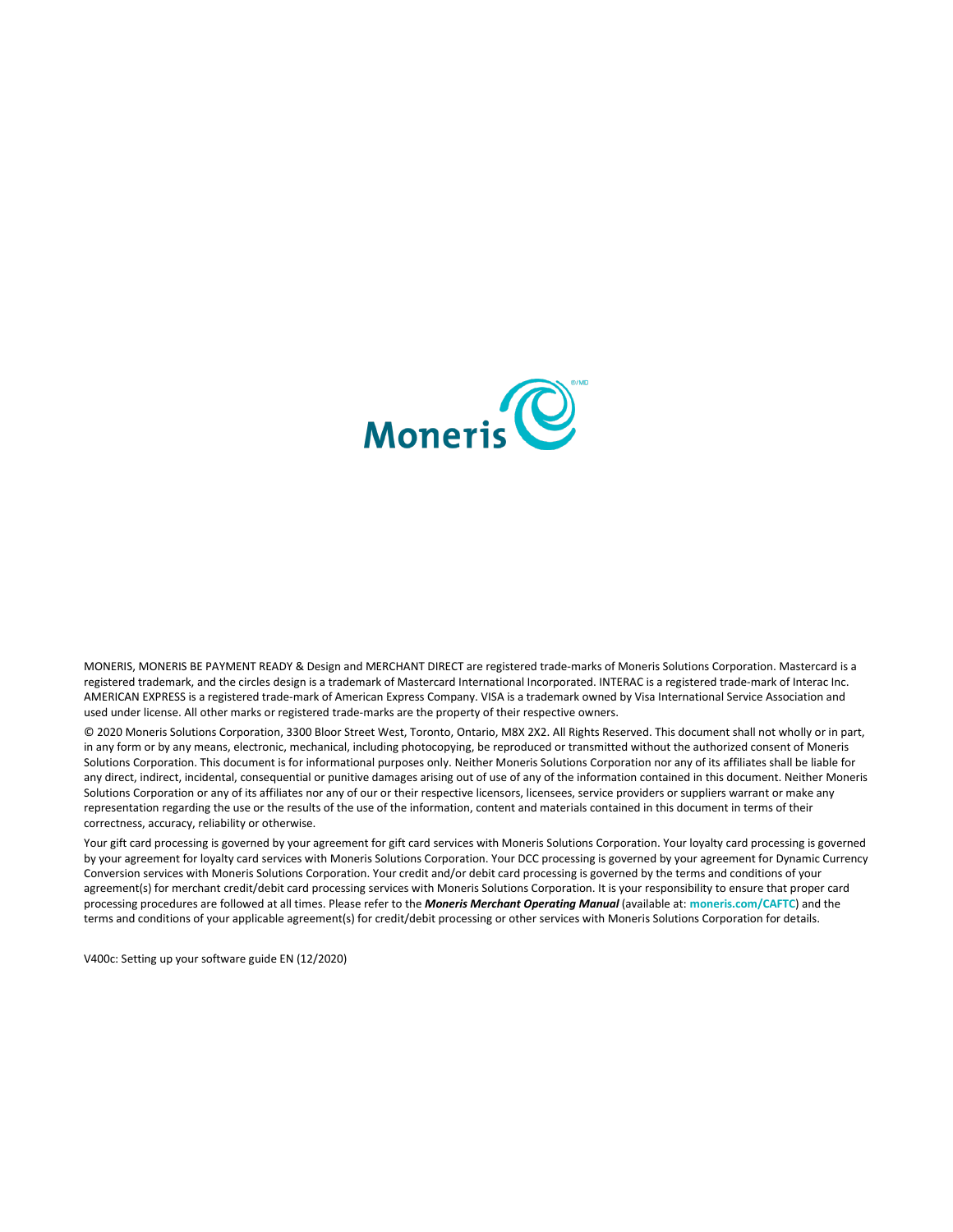MONERIS, MONERIS BE PAYMENT READY & Design and MERCHANT DIRECT are registered trade-marks of Moneris Solutions Corporation. Mastercard is a registered trademark, and the circles design is a trademark of Mastercard International Incorporated. INTERAC is a registered trade-mark of Interac Inc. AMERICAN EXPRESS is a registered trade-mark of American Express Company. VISA is a trademark owned by Visa International Service Association and used under license. All other marks or registered trade-marks are the property of their respective owners.

© 2020 Moneris Solutions Corporation, 3300 Bloor Street West, Toronto, Ontario, M8X 2X2. All Rights Reserved. This document shall not wholly or in part, in any form or by any means, electronic, mechanical, including photocopying, be reproduced or transmitted without the authorized consent of Moneris Solutions Corporation. This document is for informational purposes only. Neither Moneris Solutions Corporation nor any of its affiliates shall be liable for any direct, indirect, incidental, consequential or punitive damages arising out of use of any of the information contained in this document. Neither Moneris Solutions Corporation or any of its affiliates nor any of our or their respective licensors, licensees, service providers or suppliers warrant or make any representation regarding the use or the results of the use of the information, content and materials contained in this document in terms of their correctness, accuracy, reliability or otherwise.

Your gift card processing is governed by your agreement for gift card services with Moneris Solutions Corporation. Your loyalty card processing is governed by your agreement for loyalty card services with Moneris Solutions Corporation. Your DCC processing is governed by your agreement for Dynamic Currency Conversion services with Moneris Solutions Corporation. Your credit and/or debit card processing is governed by the terms and conditions of your agreement(s) for merchant credit/debit card processing services with Moneris Solutions Corporation. It is your responsibility to ensure that proper card processing procedures are followed at all times. Please refer to the ***Moneris Merchant Operating Manual*** (available at: **moneris.com/CAFTC**) and the terms and conditions of your applicable agreement(s) for credit/debit processing or other services with Moneris Solutions Corporation for details.

V400c: Setting up your software guide EN (12/2020)